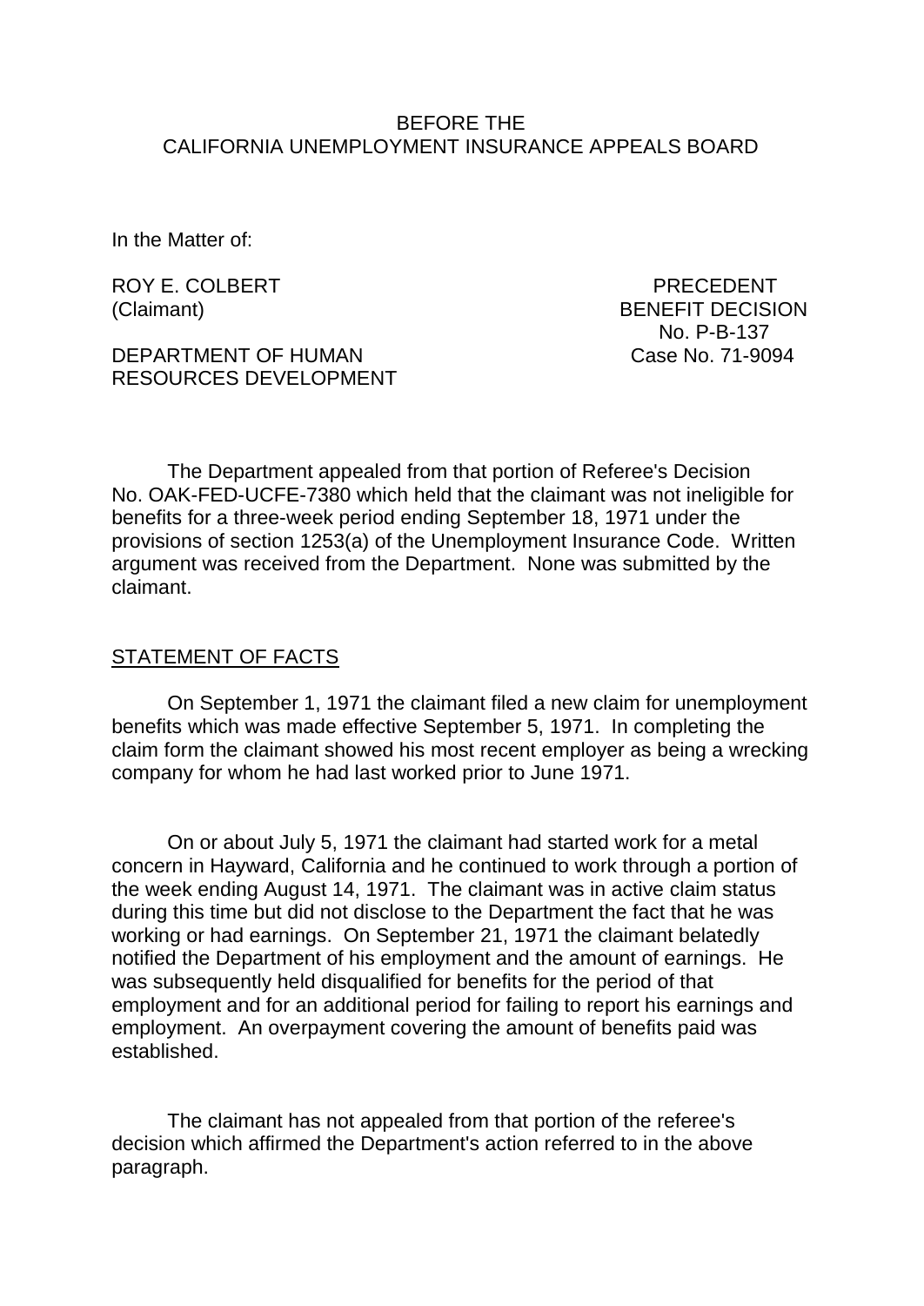BEFORE THE
CALIFORNIA UNEMPLOYMENT INSURANCE APPEALS BOARD

In the Matter of:

ROY E. COLBERT
(Claimant)

PRECEDENT
BENEFIT DECISION
No. P-B-137
Case No. 71-9094

DEPARTMENT OF HUMAN
RESOURCES DEVELOPMENT

The Department appealed from that portion of Referee's Decision No. OAK-FED-UCFE-7380 which held that the claimant was not ineligible for benefits for a three-week period ending September 18, 1971 under the provisions of section 1253(a) of the Unemployment Insurance Code. Written argument was received from the Department. None was submitted by the claimant.

## STATEMENT OF FACTS

On September 1, 1971 the claimant filed a new claim for unemployment benefits which was made effective September 5, 1971. In completing the claim form the claimant showed his most recent employer as being a wrecking company for whom he had last worked prior to June 1971.

On or about July 5, 1971 the claimant had started work for a metal concern in Hayward, California and he continued to work through a portion of the week ending August 14, 1971. The claimant was in active claim status during this time but did not disclose to the Department the fact that he was working or had earnings. On September 21, 1971 the claimant belatedly notified the Department of his employment and the amount of earnings. He was subsequently held disqualified for benefits for the period of that employment and for an additional period for failing to report his earnings and employment. An overpayment covering the amount of benefits paid was established.

The claimant has not appealed from that portion of the referee's decision which affirmed the Department's action referred to in the above paragraph.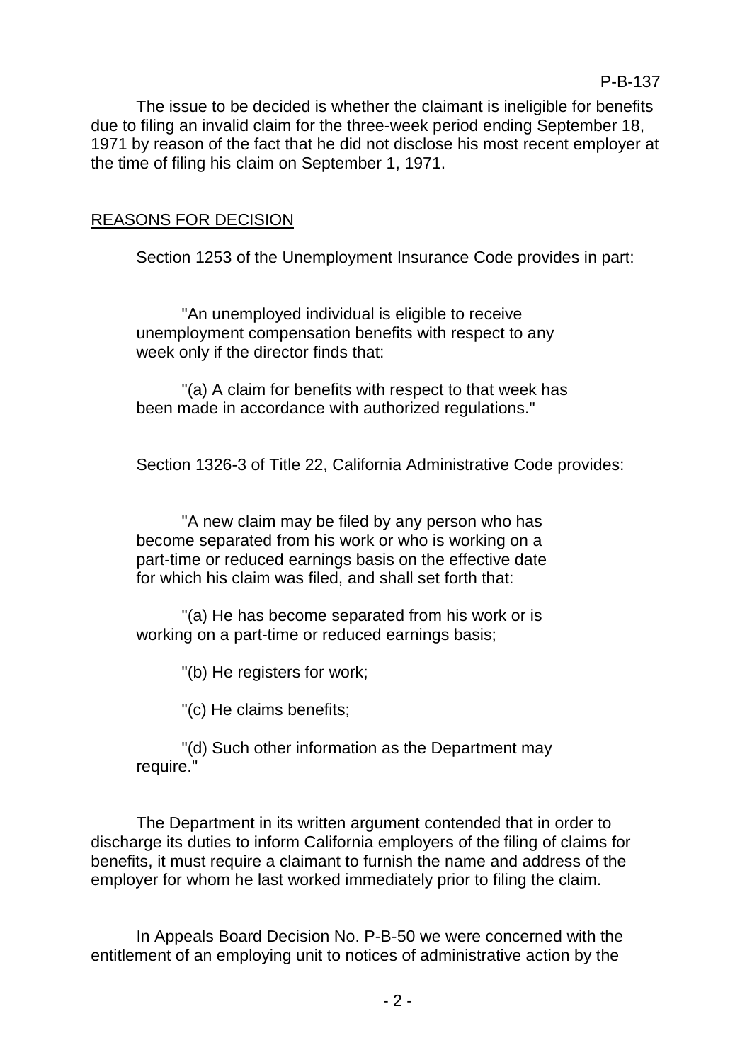The issue to be decided is whether the claimant is ineligible for benefits due to filing an invalid claim for the three-week period ending September 18, 1971 by reason of the fact that he did not disclose his most recent employer at the time of filing his claim on September 1, 1971.

## REASONS FOR DECISION

Section 1253 of the Unemployment Insurance Code provides in part:

> "An unemployed individual is eligible to receive unemployment compensation benefits with respect to any week only if the director finds that:
>
> "(a) A claim for benefits with respect to that week has been made in accordance with authorized regulations."

Section 1326-3 of Title 22, California Administrative Code provides:

> "A new claim may be filed by any person who has become separated from his work or who is working on a part-time or reduced earnings basis on the effective date for which his claim was filed, and shall set forth that:
>
> "(a) He has become separated from his work or is working on a part-time or reduced earnings basis;
>
> "(b) He registers for work;
>
> "(c) He claims benefits;
>
> "(d) Such other information as the Department may require."

The Department in its written argument contended that in order to discharge its duties to inform California employers of the filing of claims for benefits, it must require a claimant to furnish the name and address of the employer for whom he last worked immediately prior to filing the claim.

In Appeals Board Decision No. P-B-50 we were concerned with the entitlement of an employing unit to notices of administrative action by the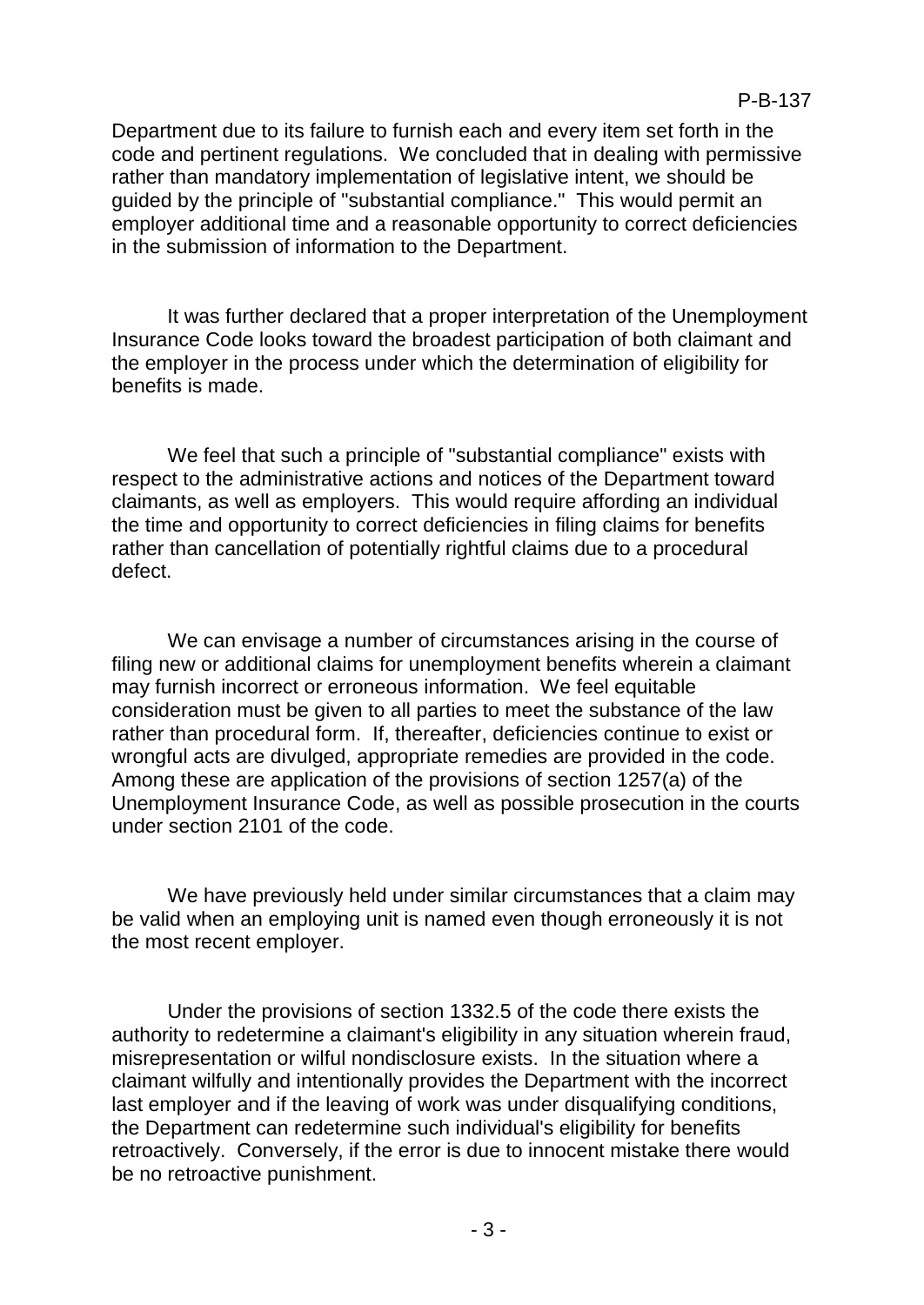Department due to its failure to furnish each and every item set forth in the code and pertinent regulations. We concluded that in dealing with permissive rather than mandatory implementation of legislative intent, we should be guided by the principle of "substantial compliance." This would permit an employer additional time and a reasonable opportunity to correct deficiencies in the submission of information to the Department.

It was further declared that a proper interpretation of the Unemployment Insurance Code looks toward the broadest participation of both claimant and the employer in the process under which the determination of eligibility for benefits is made.

We feel that such a principle of "substantial compliance" exists with respect to the administrative actions and notices of the Department toward claimants, as well as employers. This would require affording an individual the time and opportunity to correct deficiencies in filing claims for benefits rather than cancellation of potentially rightful claims due to a procedural defect.

We can envisage a number of circumstances arising in the course of filing new or additional claims for unemployment benefits wherein a claimant may furnish incorrect or erroneous information. We feel equitable consideration must be given to all parties to meet the substance of the law rather than procedural form. If, thereafter, deficiencies continue to exist or wrongful acts are divulged, appropriate remedies are provided in the code. Among these are application of the provisions of section 1257(a) of the Unemployment Insurance Code, as well as possible prosecution in the courts under section 2101 of the code.

We have previously held under similar circumstances that a claim may be valid when an employing unit is named even though erroneously it is not the most recent employer.

Under the provisions of section 1332.5 of the code there exists the authority to redetermine a claimant's eligibility in any situation wherein fraud, misrepresentation or wilful nondisclosure exists. In the situation where a claimant wilfully and intentionally provides the Department with the incorrect last employer and if the leaving of work was under disqualifying conditions, the Department can redetermine such individual's eligibility for benefits retroactively. Conversely, if the error is due to innocent mistake there would be no retroactive punishment.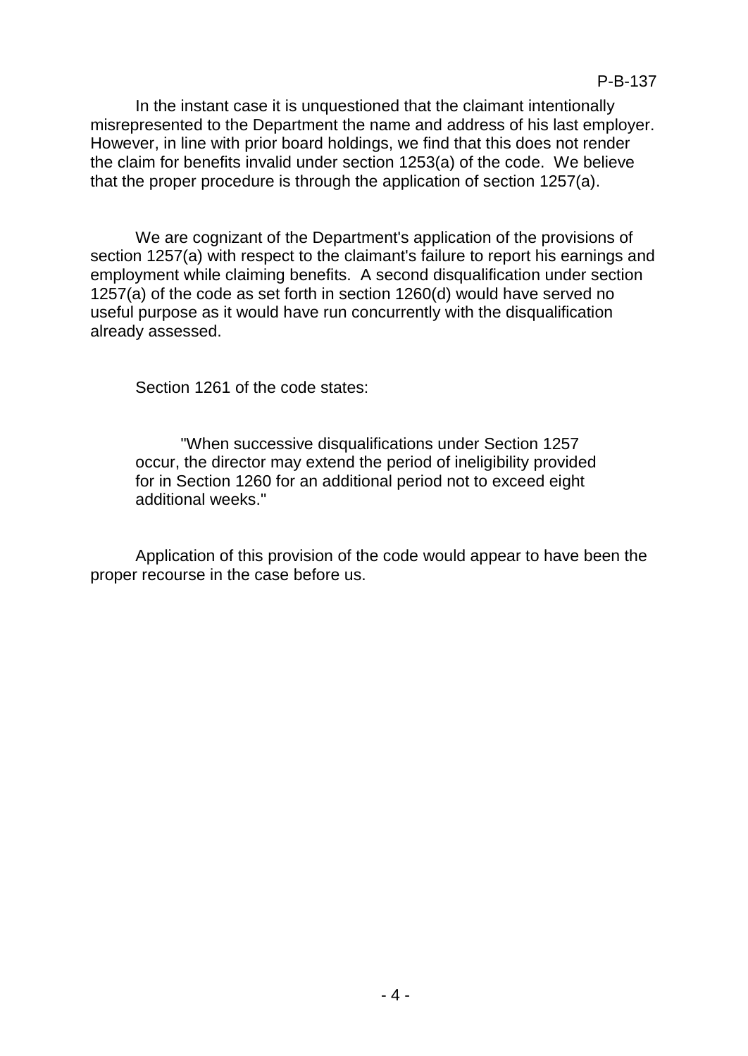In the instant case it is unquestioned that the claimant intentionally misrepresented to the Department the name and address of his last employer. However, in line with prior board holdings, we find that this does not render the claim for benefits invalid under section 1253(a) of the code. We believe that the proper procedure is through the application of section 1257(a).

We are cognizant of the Department's application of the provisions of section 1257(a) with respect to the claimant's failure to report his earnings and employment while claiming benefits. A second disqualification under section 1257(a) of the code as set forth in section 1260(d) would have served no useful purpose as it would have run concurrently with the disqualification already assessed.

Section 1261 of the code states:

> "When successive disqualifications under Section 1257 occur, the director may extend the period of ineligibility provided for in Section 1260 for an additional period not to exceed eight additional weeks."

Application of this provision of the code would appear to have been the proper recourse in the case before us.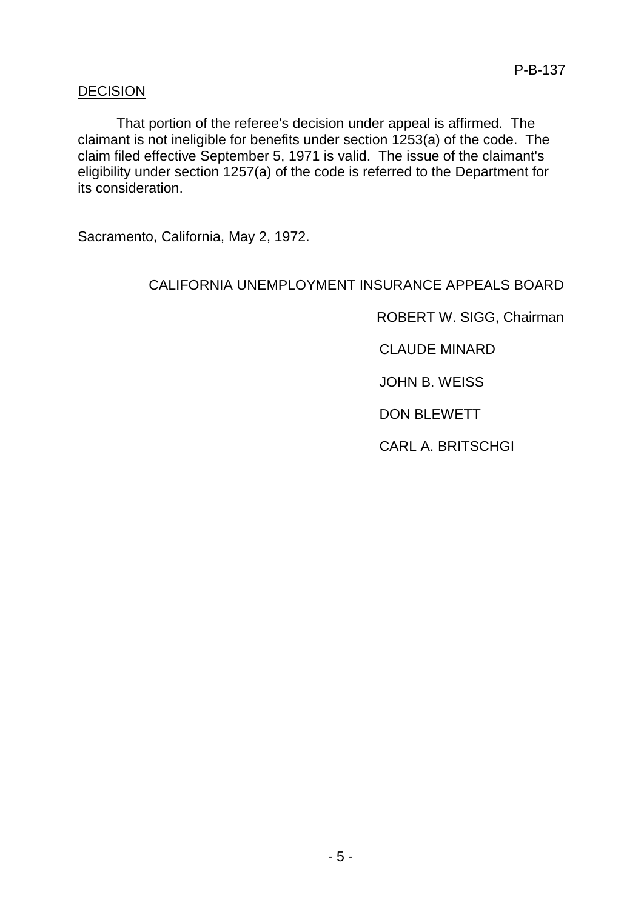DECISION

That portion of the referee's decision under appeal is affirmed. The claimant is not ineligible for benefits under section 1253(a) of the code. The claim filed effective September 5, 1971 is valid. The issue of the claimant's eligibility under section 1257(a) of the code is referred to the Department for its consideration.

Sacramento, California, May 2, 1972.

CALIFORNIA UNEMPLOYMENT INSURANCE APPEALS BOARD

ROBERT W. SIGG, Chairman

CLAUDE MINARD

JOHN B. WEISS

DON BLEWETT

CARL A. BRITSCHGI